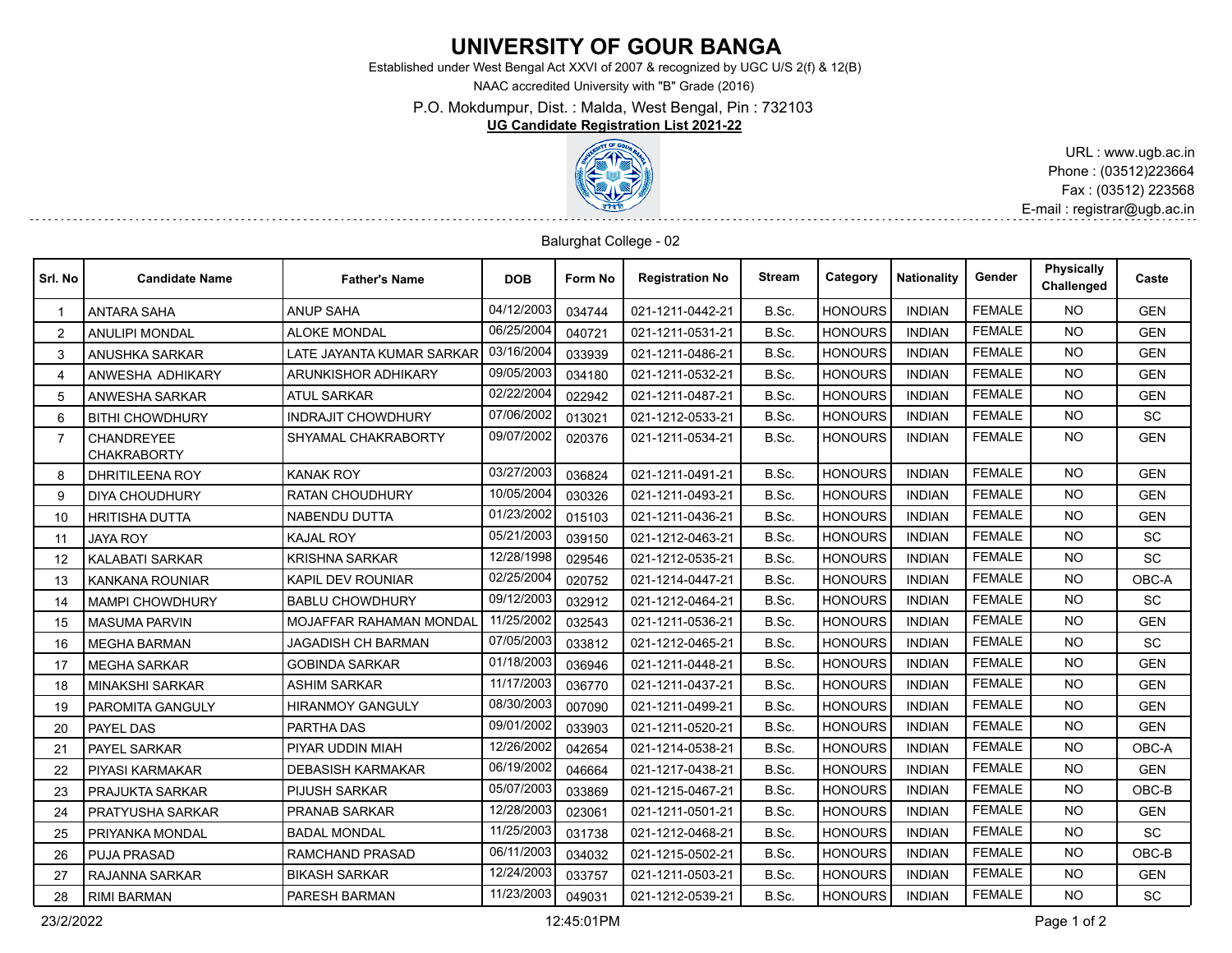# UNIVERSITY OF GOUR BANGA

Established under West Bengal Act XXVI of 2007 & recognized by UGC U/S 2(f) & 12(B)

NAAC accredited University with "B" Grade (2016)

P.O. Mokdumpur, Dist. : Malda, West Bengal, Pin : 732103

**UG Candidate Registration List 2021-22**

URL : www.ugb.ac.in
Phone : (03512)223664
Fax : (03512) 223568
E-mail : registrar@ugb.ac.in

Balurghat College - 02

| Srl. No | Candidate Name | Father's Name | DOB | Form No | Registration No | Stream | Category | Nationality | Gender | Physically Challenged | Caste |
|---|---|---|---|---|---|---|---|---|---|---|---|
| 1 | ANTARA SAHA | ANUP SAHA | 04/12/2003 | 034744 | 021-1211-0442-21 | B.Sc. | HONOURS | INDIAN | FEMALE | NO | GEN |
| 2 | ANULIPI MONDAL | ALOKE MONDAL | 06/25/2004 | 040721 | 021-1211-0531-21 | B.Sc. | HONOURS | INDIAN | FEMALE | NO | GEN |
| 3 | ANUSHKA SARKAR | LATE JAYANTA KUMAR SARKAR | 03/16/2004 | 033939 | 021-1211-0486-21 | B.Sc. | HONOURS | INDIAN | FEMALE | NO | GEN |
| 4 | ANWESHA ADHIKARY | ARUNKISHOR ADHIKARY | 09/05/2003 | 034180 | 021-1211-0532-21 | B.Sc. | HONOURS | INDIAN | FEMALE | NO | GEN |
| 5 | ANWESHA SARKAR | ATUL SARKAR | 02/22/2004 | 022942 | 021-1211-0487-21 | B.Sc. | HONOURS | INDIAN | FEMALE | NO | GEN |
| 6 | BITHI CHOWDHURY | INDRAJIT CHOWDHURY | 07/06/2002 | 013021 | 021-1212-0533-21 | B.Sc. | HONOURS | INDIAN | FEMALE | NO | SC |
| 7 | CHANDREYEE CHAKRABORTY | SHYAMAL CHAKRABORTY | 09/07/2002 | 020376 | 021-1211-0534-21 | B.Sc. | HONOURS | INDIAN | FEMALE | NO | GEN |
| 8 | DHRITILEENA ROY | KANAK ROY | 03/27/2003 | 036824 | 021-1211-0491-21 | B.Sc. | HONOURS | INDIAN | FEMALE | NO | GEN |
| 9 | DIYA CHOUDHURY | RATAN CHOUDHURY | 10/05/2004 | 030326 | 021-1211-0493-21 | B.Sc. | HONOURS | INDIAN | FEMALE | NO | GEN |
| 10 | HRITISHA DUTTA | NABENDU DUTTA | 01/23/2002 | 015103 | 021-1211-0436-21 | B.Sc. | HONOURS | INDIAN | FEMALE | NO | GEN |
| 11 | JAYA ROY | KAJAL ROY | 05/21/2003 | 039150 | 021-1212-0463-21 | B.Sc. | HONOURS | INDIAN | FEMALE | NO | SC |
| 12 | KALABATI SARKAR | KRISHNA SARKAR | 12/28/1998 | 029546 | 021-1212-0535-21 | B.Sc. | HONOURS | INDIAN | FEMALE | NO | SC |
| 13 | KANKANA ROUNIAR | KAPIL DEV ROUNIAR | 02/25/2004 | 020752 | 021-1214-0447-21 | B.Sc. | HONOURS | INDIAN | FEMALE | NO | OBC-A |
| 14 | MAMPI CHOWDHURY | BABLU CHOWDHURY | 09/12/2003 | 032912 | 021-1212-0464-21 | B.Sc. | HONOURS | INDIAN | FEMALE | NO | SC |
| 15 | MASUMA PARVIN | MOJAFFAR RAHAMAN MONDAL | 11/25/2002 | 032543 | 021-1211-0536-21 | B.Sc. | HONOURS | INDIAN | FEMALE | NO | GEN |
| 16 | MEGHA BARMAN | JAGADISH CH BARMAN | 07/05/2003 | 033812 | 021-1212-0465-21 | B.Sc. | HONOURS | INDIAN | FEMALE | NO | SC |
| 17 | MEGHA SARKAR | GOBINDA SARKAR | 01/18/2003 | 036946 | 021-1211-0448-21 | B.Sc. | HONOURS | INDIAN | FEMALE | NO | GEN |
| 18 | MINAKSHI SARKAR | ASHIM SARKAR | 11/17/2003 | 036770 | 021-1211-0437-21 | B.Sc. | HONOURS | INDIAN | FEMALE | NO | GEN |
| 19 | PAROMITA GANGULY | HIRANMOY GANGULY | 08/30/2003 | 007090 | 021-1211-0499-21 | B.Sc. | HONOURS | INDIAN | FEMALE | NO | GEN |
| 20 | PAYEL DAS | PARTHA DAS | 09/01/2002 | 033903 | 021-1211-0520-21 | B.Sc. | HONOURS | INDIAN | FEMALE | NO | GEN |
| 21 | PAYEL SARKAR | PIYAR UDDIN MIAH | 12/26/2002 | 042654 | 021-1214-0538-21 | B.Sc. | HONOURS | INDIAN | FEMALE | NO | OBC-A |
| 22 | PIYASI KARMAKAR | DEBASISH KARMAKAR | 06/19/2002 | 046664 | 021-1217-0438-21 | B.Sc. | HONOURS | INDIAN | FEMALE | NO | GEN |
| 23 | PRAJUKTA SARKAR | PIJUSH SARKAR | 05/07/2003 | 033869 | 021-1215-0467-21 | B.Sc. | HONOURS | INDIAN | FEMALE | NO | OBC-B |
| 24 | PRATYUSHA SARKAR | PRANAB SARKAR | 12/28/2003 | 023061 | 021-1211-0501-21 | B.Sc. | HONOURS | INDIAN | FEMALE | NO | GEN |
| 25 | PRIYANKA MONDAL | BADAL MONDAL | 11/25/2003 | 031738 | 021-1212-0468-21 | B.Sc. | HONOURS | INDIAN | FEMALE | NO | SC |
| 26 | PUJA PRASAD | RAMCHAND PRASAD | 06/11/2003 | 034032 | 021-1215-0502-21 | B.Sc. | HONOURS | INDIAN | FEMALE | NO | OBC-B |
| 27 | RAJANNA SARKAR | BIKASH SARKAR | 12/24/2003 | 033757 | 021-1211-0503-21 | B.Sc. | HONOURS | INDIAN | FEMALE | NO | GEN |
| 28 | RIMI BARMAN | PARESH BARMAN | 11/23/2003 | 049031 | 021-1212-0539-21 | B.Sc. | HONOURS | INDIAN | FEMALE | NO | SC |

23/2/2022 12:45:01PM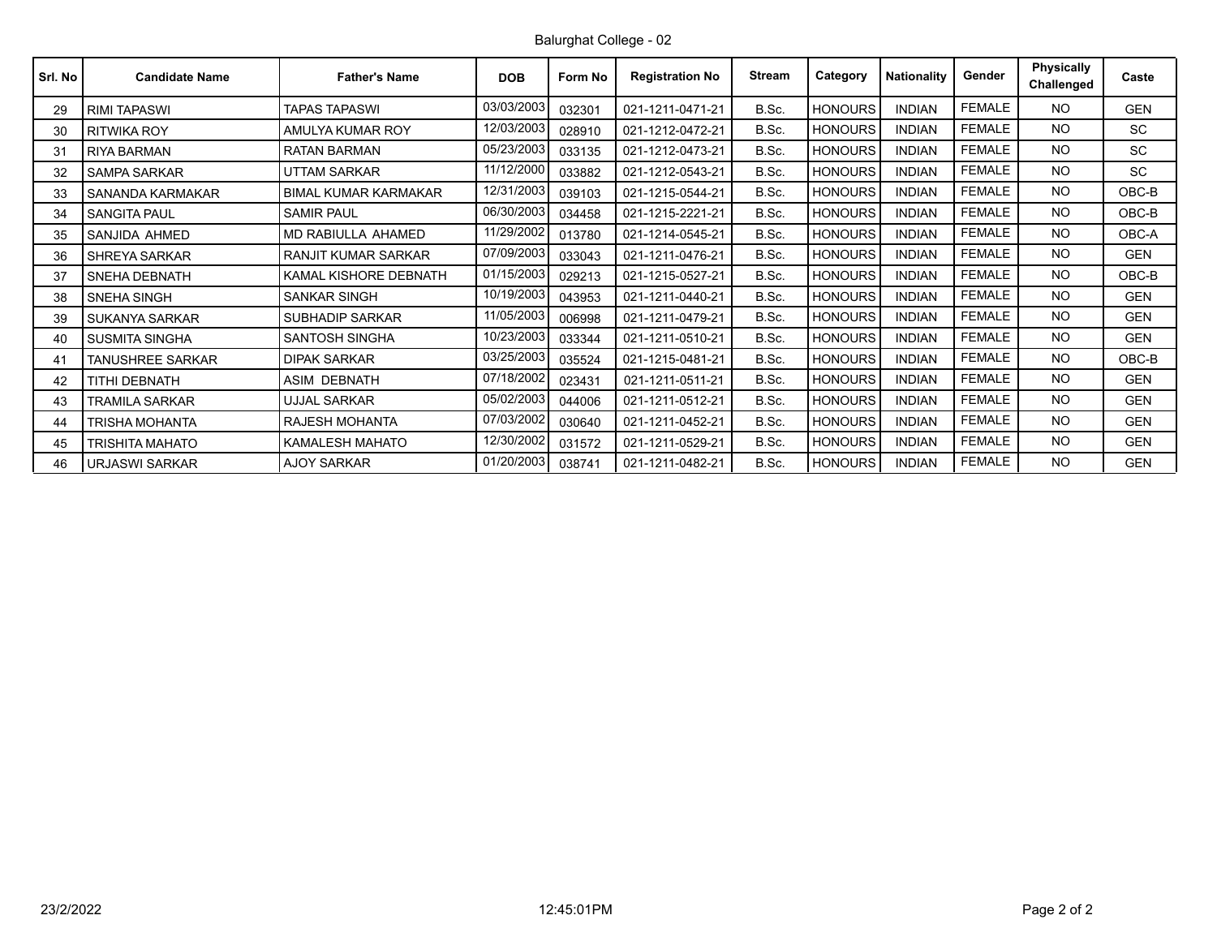Balurghat College - 02

| Srl. No | Candidate Name | Father's Name | DOB | Form No | Registration No | Stream | Category | Nationality | Gender | Physically Challenged | Caste |
|---|---|---|---|---|---|---|---|---|---|---|---|
| 29 | RIMI TAPASWI | TAPAS TAPASWI | 03/03/2003 | 032301 | 021-1211-0471-21 | B.Sc. | HONOURS | INDIAN | FEMALE | NO | GEN |
| 30 | RITWIKA ROY | AMULYA KUMAR ROY | 12/03/2003 | 028910 | 021-1212-0472-21 | B.Sc. | HONOURS | INDIAN | FEMALE | NO | SC |
| 31 | RIYA BARMAN | RATAN BARMAN | 05/23/2003 | 033135 | 021-1212-0473-21 | B.Sc. | HONOURS | INDIAN | FEMALE | NO | SC |
| 32 | SAMPA SARKAR | UTTAM SARKAR | 11/12/2000 | 033882 | 021-1212-0543-21 | B.Sc. | HONOURS | INDIAN | FEMALE | NO | SC |
| 33 | SANANDA KARMAKAR | BIMAL KUMAR KARMAKAR | 12/31/2003 | 039103 | 021-1215-0544-21 | B.Sc. | HONOURS | INDIAN | FEMALE | NO | OBC-B |
| 34 | SANGITA PAUL | SAMIR PAUL | 06/30/2003 | 034458 | 021-1215-2221-21 | B.Sc. | HONOURS | INDIAN | FEMALE | NO | OBC-B |
| 35 | SANJIDA AHMED | MD RABIULLA AHAMED | 11/29/2002 | 013780 | 021-1214-0545-21 | B.Sc. | HONOURS | INDIAN | FEMALE | NO | OBC-A |
| 36 | SHREYA SARKAR | RANJIT KUMAR SARKAR | 07/09/2003 | 033043 | 021-1211-0476-21 | B.Sc. | HONOURS | INDIAN | FEMALE | NO | GEN |
| 37 | SNEHA DEBNATH | KAMAL KISHORE DEBNATH | 01/15/2003 | 029213 | 021-1215-0527-21 | B.Sc. | HONOURS | INDIAN | FEMALE | NO | OBC-B |
| 38 | SNEHA SINGH | SANKAR SINGH | 10/19/2003 | 043953 | 021-1211-0440-21 | B.Sc. | HONOURS | INDIAN | FEMALE | NO | GEN |
| 39 | SUKANYA SARKAR | SUBHADIP SARKAR | 11/05/2003 | 006998 | 021-1211-0479-21 | B.Sc. | HONOURS | INDIAN | FEMALE | NO | GEN |
| 40 | SUSMITA SINGHA | SANTOSH SINGHA | 10/23/2003 | 033344 | 021-1211-0510-21 | B.Sc. | HONOURS | INDIAN | FEMALE | NO | GEN |
| 41 | TANUSHREE SARKAR | DIPAK SARKAR | 03/25/2003 | 035524 | 021-1215-0481-21 | B.Sc. | HONOURS | INDIAN | FEMALE | NO | OBC-B |
| 42 | TITHI DEBNATH | ASIM DEBNATH | 07/18/2002 | 023431 | 021-1211-0511-21 | B.Sc. | HONOURS | INDIAN | FEMALE | NO | GEN |
| 43 | TRAMILA SARKAR | UJJAL SARKAR | 05/02/2003 | 044006 | 021-1211-0512-21 | B.Sc. | HONOURS | INDIAN | FEMALE | NO | GEN |
| 44 | TRISHA MOHANTA | RAJESH MOHANTA | 07/03/2002 | 030640 | 021-1211-0452-21 | B.Sc. | HONOURS | INDIAN | FEMALE | NO | GEN |
| 45 | TRISHITA MAHATO | KAMALESH MAHATO | 12/30/2002 | 031572 | 021-1211-0529-21 | B.Sc. | HONOURS | INDIAN | FEMALE | NO | GEN |
| 46 | URJASWI SARKAR | AJOY SARKAR | 01/20/2003 | 038741 | 021-1211-0482-21 | B.Sc. | HONOURS | INDIAN | FEMALE | NO | GEN |

23/2/2022 12:45:01PM